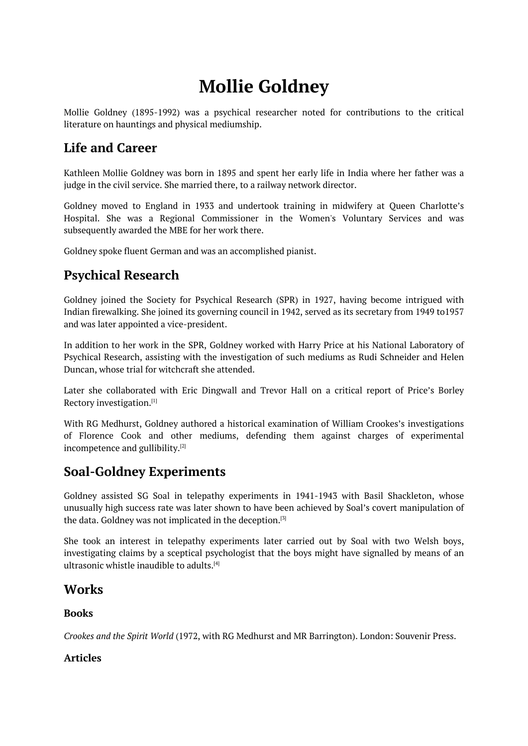# Mollie Goldney

Mollie Goldney (1895-1992) was a psychical researcher noted for contributions to the critical literature on hauntings and physical mediumship.

## Life and Career

Kathleen Mollie Goldney was born in 1895 and spent her early life in India where her father was a judge in the civil service. She married there, to a railway network director.

Goldney moved to England in 1933 and undertook training in midwifery at Queen Charlotte's Hospital. She was a Regional Commissioner in the Women's Voluntary Services and was subsequently awarded the MBE for her work there.

Goldney spoke fluent German and was an accomplished pianist.

## Psychical Research

Goldney joined the Society for Psychical Research (SPR) in 1927, having become intrigued with Indian firewalking. She joined its governing council in 1942, served as its secretary from 1949 to1957 and was later appointed a vice-president.

In addition to her work in the SPR, Goldney worked with Harry Price at his National Laboratory of Psychical Research, assisting with the investigation of such mediums as Rudi Schneider and Helen Duncan, whose trial for witchcraft she attended.

Later she collaborated with Eric Dingwall and Trevor Hall on a critical report of Price's Borley Rectory investigation.[1]

With RG Medhurst, Goldney authored a historical examination of William Crookes's investigations of Florence Cook and other mediums, defending them against charges of experimental incompetence and gullibility.[2]

## Soal-Goldney Experiments

Goldney assisted SG Soal in telepathy experiments in 1941-1943 with Basil Shackleton, whose unusually high success rate was later shown to have been achieved by Soal's covert manipulation of the data. Goldney was not implicated in the deception.[3]

She took an interest in telepathy experiments later carried out by Soal with two Welsh boys, investigating claims by a sceptical psychologist that the boys might have signalled by means of an ultrasonic whistle inaudible to adults.[4]

## Works

### Books

*Crookes and the Spirit World* (1972, with RG Medhurst and MR Barrington). London: Souvenir Press.

### Articles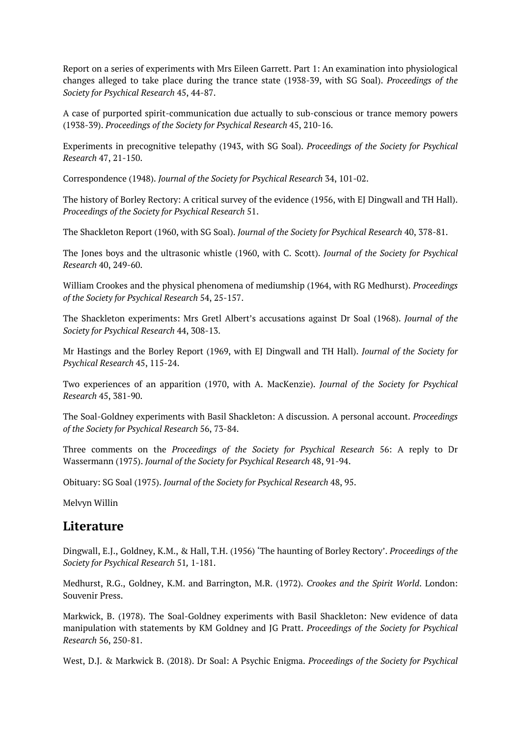Report on a series of experiments with Mrs Eileen Garrett. Part 1: An examination into physiological changes alleged to take place during the trance state (1938-39, with SG Soal). *Proceedings of the Society for Psychical Research* 45, 44-87.

A case of purported spirit-communication due actually to sub-conscious or trance memory powers (1938-39). *Proceedings of the Society for Psychical Research* 45, 210-16.

Experiments in precognitive telepathy (1943, with SG Soal). *Proceedings of the Society for Psychical Research* 47, 21-150.

Correspondence (1948). *Journal of the Society for Psychical Research* 34, 101-02.

The history of Borley Rectory: A critical survey of the evidence (1956, with EJ Dingwall and TH Hall). *Proceedings of the Society for Psychical Research* 51.

The Shackleton Report (1960, with SG Soal). *Journal of the Society for Psychical Research* 40, 378-81.

The Jones boys and the ultrasonic whistle (1960, with C. Scott). *Journal of the Society for Psychical Research* 40, 249-60.

William Crookes and the physical phenomena of mediumship (1964, with RG Medhurst). *Proceedings of the Society for Psychical Research* 54, 25-157.

The Shackleton experiments: Mrs Gretl Albert's accusations against Dr Soal (1968). *Journal of the Society for Psychical Research* 44, 308-13.

Mr Hastings and the Borley Report (1969, with EJ Dingwall and TH Hall). *Journal of the Society for Psychical Research* 45, 115-24.

Two experiences of an apparition (1970, with A. MacKenzie). *Journal of the Society for Psychical Research* 45, 381-90.

The Soal-Goldney experiments with Basil Shackleton: A discussion. A personal account. *Proceedings of the Society for Psychical Research* 56, 73-84.

Three comments on the *Proceedings of the Society for Psychical Research* 56: A reply to Dr Wassermann (1975). *Journal of the Society for Psychical Research* 48, 91-94.

Obituary: SG Soal (1975). *Journal of the Society for Psychical Research* 48, 95.

Melvyn Willin

## Literature

Dingwall, E.J., Goldney, K.M., & Hall, T.H. (1956) 'The haunting of Borley Rectory'. *Proceedings of the Society for Psychical Research* 51*,* 1-181.

Medhurst, R.G., Goldney, K.M. and Barrington, M.R. (1972). *Crookes and the Spirit World*. London: Souvenir Press.

Markwick, B. (1978). The Soal-Goldney experiments with Basil Shackleton: New evidence of data manipulation with statements by KM Goldney and JG Pratt. *Proceedings of the Society for Psychical Research* 56, 250-81.

West, D.J. & Markwick B. (2018). Dr Soal: A Psychic Enigma. *Proceedings of the Society for Psychical*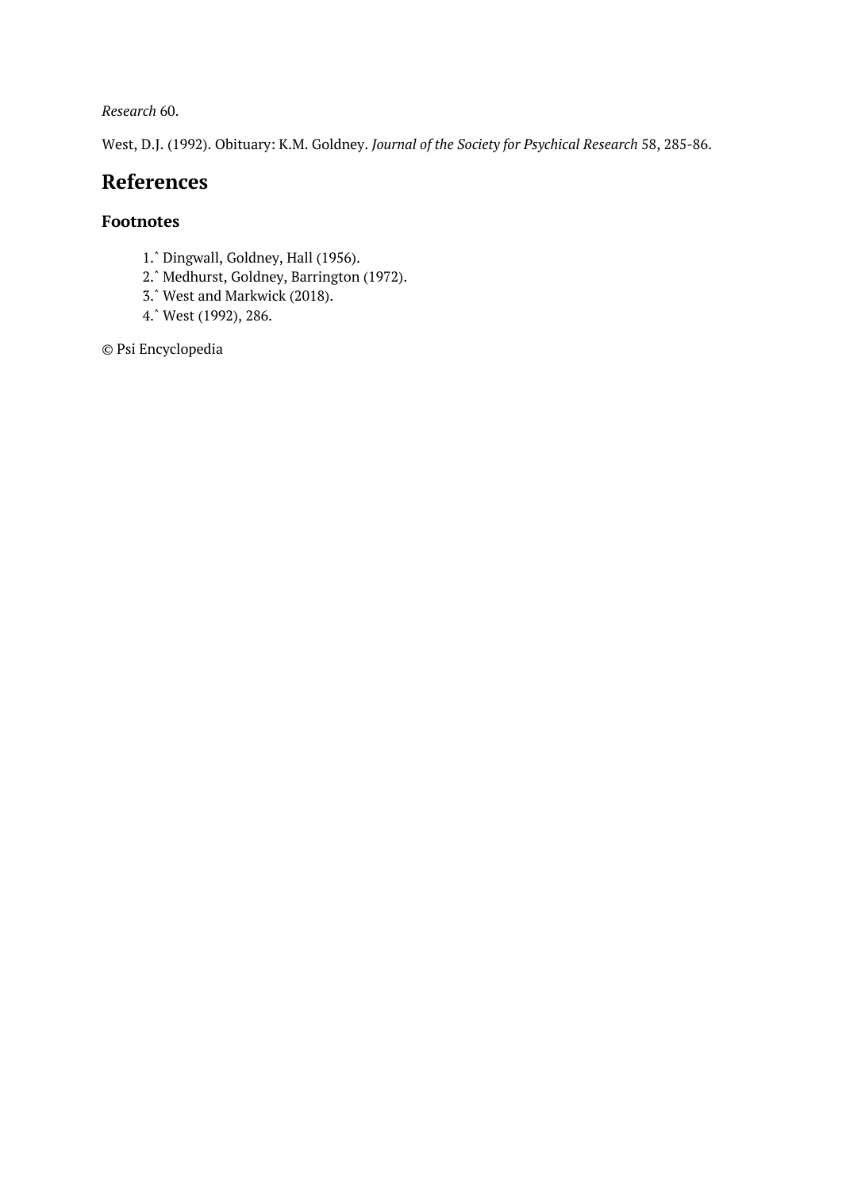*Research* 60.

West, D.J. (1992). Obituary: K.M. Goldney. *Journal of the Society for Psychical Research* 58, 285-86.

## References

### Footnotes

1. ^ Dingwall, Goldney, Hall (1956).
2. ^ Medhurst, Goldney, Barrington (1972).
3. ^ West and Markwick (2018).
4. ^ West (1992), 286.

© Psi Encyclopedia